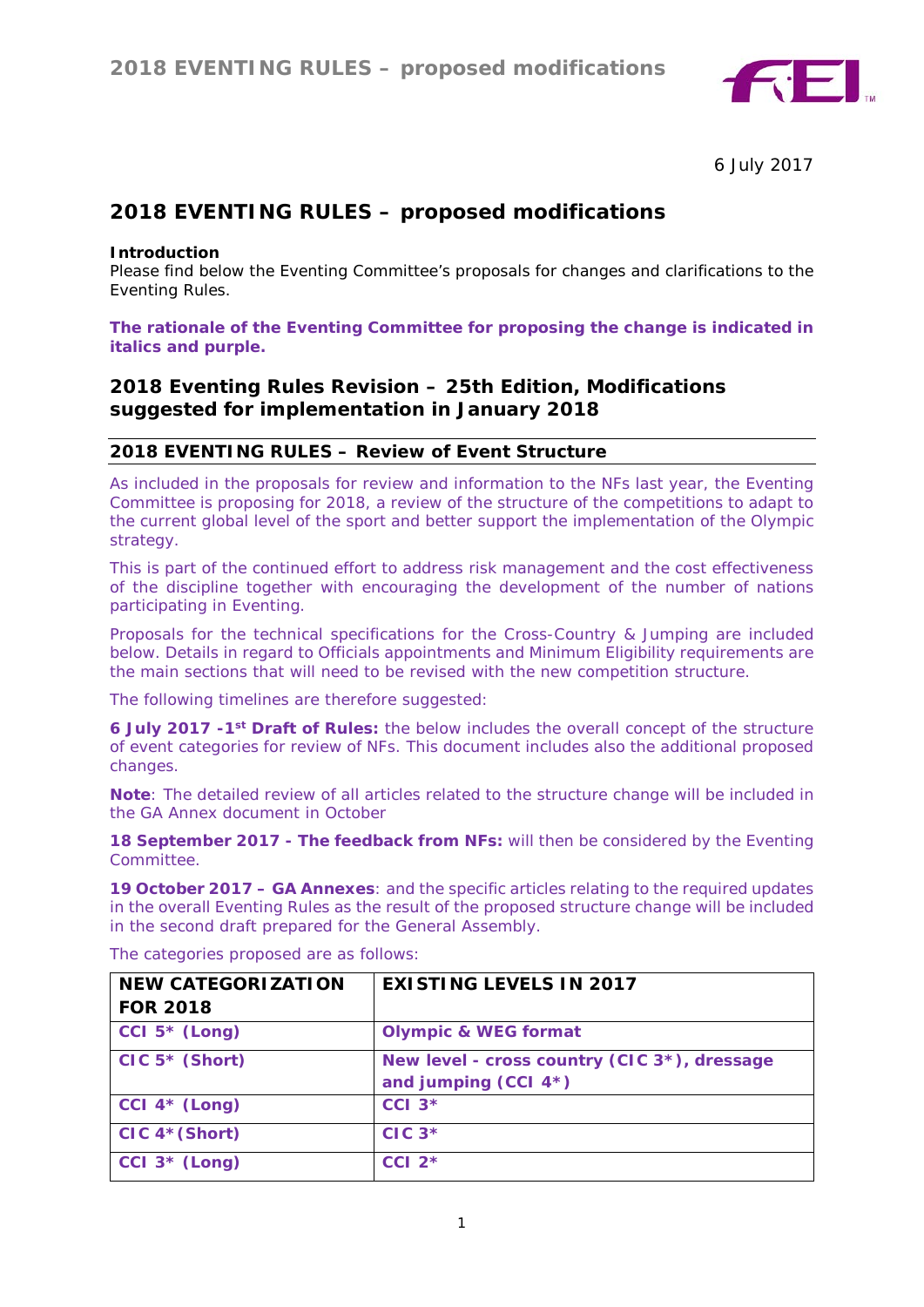6 July 2017

# 2018 EVENTING RULES – proposed modifications

**Introduction**

Please find below the Eventing Committee's proposals for changes and clarifications to the Eventing Rules.

***The rationale of the Eventing Committee for proposing the change is indicated in italics and purple.***

## 2018 Eventing Rules Revision – 25th Edition, Modifications suggested for implementation in January 2018

### 2018 EVENTING RULES – Review of Event Structure

As included in the proposals for review and information to the NFs last year, the Eventing Committee is proposing for 2018, a review of the structure of the competitions to adapt to the current global level of the sport and better support the implementation of the Olympic strategy.

This is part of the continued effort to address risk management and the cost effectiveness of the discipline together with encouraging the development of the number of nations participating in Eventing.

Proposals for the technical specifications for the Cross-Country & Jumping are included below. Details in regard to Officials appointments and Minimum Eligibility requirements are the main sections that will need to be revised with the new competition structure.

The following timelines are therefore suggested:

**6 July 2017 -1st Draft of Rules:** the below includes the overall concept of the structure of event categories for review of NFs. This document includes also the additional proposed changes.

**Note**: The detailed review of all articles related to the structure change will be included in the GA Annex document in October

**18 September 2017 - The feedback from NFs:** will then be considered by the Eventing Committee.

**19 October 2017 – GA Annexes**: and the specific articles relating to the required updates in the overall Eventing Rules as the result of the proposed structure change will be included in the second draft prepared for the General Assembly.

The categories proposed are as follows:

| NEW CATEGORIZATION FOR 2018 | EXISTING LEVELS IN 2017 |
|---|---|
| **CCI 5* (Long)** | **Olympic & WEG format** |
| **CIC 5* (Short)** | **New level - cross country (CIC 3*), dressage and jumping (CCI 4*)** |
| **CCI 4* (Long)** | **CCI 3*** |
| **CIC 4*(Short)** | **CIC 3*** |
| **CCI 3* (Long)** | **CCI 2*** |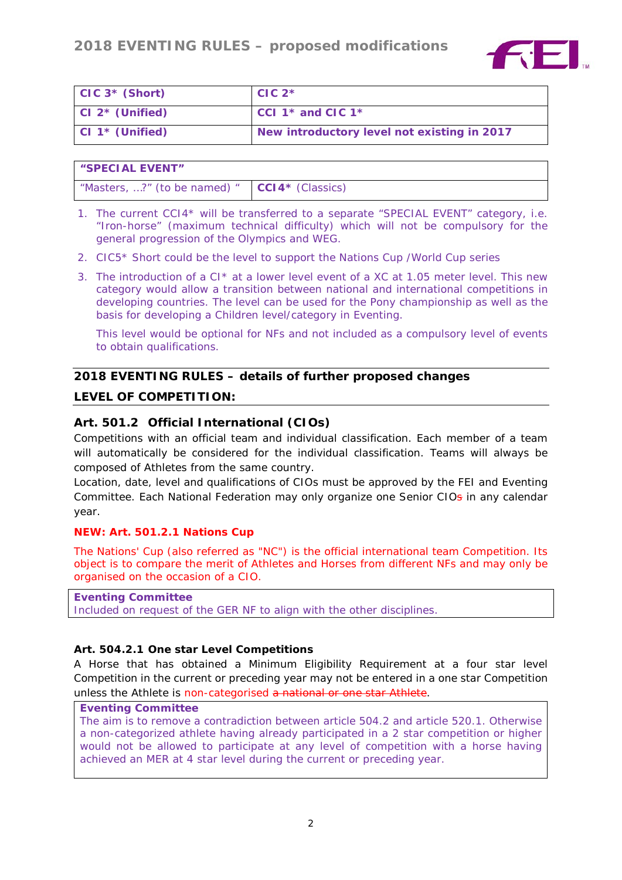| CIC 3* (Short) | CIC 2* |
|---|---|
| CI 2* (Unified) | CCI 1* and CIC 1* |
| CI 1* (Unified) | New introductory level not existing in 2017 |

| "SPECIAL EVENT" | |
|---|---|
| "Masters, …?" (to be named) " | **CCI4*** (Classics) |

1. The current CCI4* will be transferred to a separate "SPECIAL EVENT" category, i.e. "Iron-horse" (maximum technical difficulty) which will not be compulsory for the general progression of the Olympics and WEG.
2. CIC5* Short could be the level to support the Nations Cup /World Cup series
3. The introduction of a CI* at a lower level event of a XC at 1.05 meter level. This new category would allow a transition between national and international competitions in developing countries. The level can be used for the Pony championship as well as the basis for developing a Children level/category in Eventing.

   This level would be optional for NFs and not included as a compulsory level of events to obtain qualifications.

## 2018 EVENTING RULES – details of further proposed changes

## LEVEL OF COMPETITION:

### Art. 501.2 Official International (CIOs)

Competitions with an official team and individual classification. Each member of a team will automatically be considered for the individual classification. Teams will always be composed of Athletes from the same country.

Location, date, level and qualifications of CIOs must be approved by the FEI and Eventing Committee. Each National Federation may only organize one Senior CIO~~s~~ in any calendar year.

**NEW: Art. 501.2.1 Nations Cup**

The Nations' Cup (also referred as "NC") is the official international team Competition. Its object is to compare the merit of Athletes and Horses from different NFs and may only be organised on the occasion of a CIO.

> **Eventing Committee**
> Included on request of the GER NF to align with the other disciplines.

**Art. 504.2.1 One star Level Competitions**

A Horse that has obtained a Minimum Eligibility Requirement at a four star level Competition in the current or preceding year may not be entered in a one star Competition unless the Athlete is non-categorised ~~a national or one star Athlete~~.

> **Eventing Committee**
> The aim is to remove a contradiction between article 504.2 and article 520.1. Otherwise a non-categorized athlete having already participated in a 2 star competition or higher would not be allowed to participate at any level of competition with a horse having achieved an MER at 4 star level during the current or preceding year.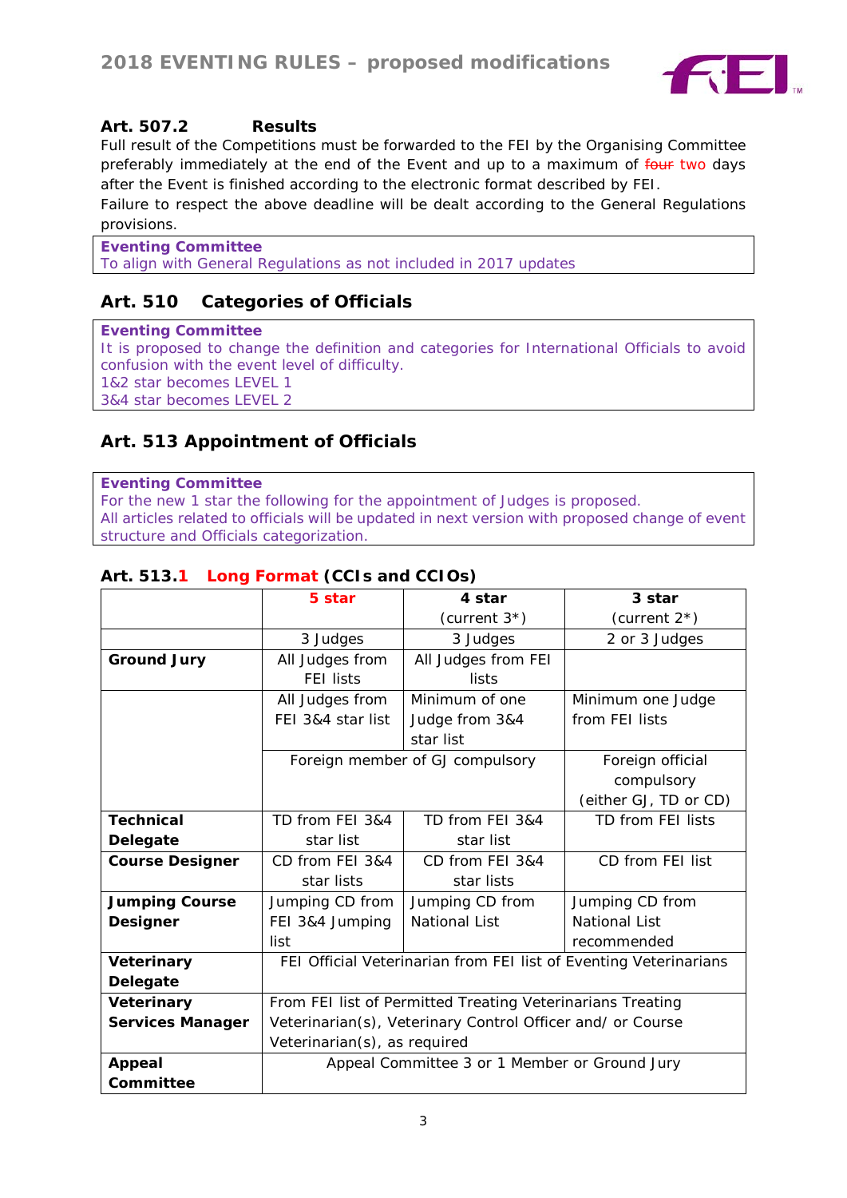### Art. 507.2 Results

Full result of the Competitions must be forwarded to the FEI by the Organising Committee preferably immediately at the end of the Event and up to a maximum of ~~four~~ two days after the Event is finished according to the electronic format described by FEI.

Failure to respect the above deadline will be dealt according to the General Regulations provisions.

> **Eventing Committee**
> To align with General Regulations as not included in 2017 updates

## Art. 510 Categories of Officials

> **Eventing Committee**
> It is proposed to change the definition and categories for International Officials to avoid confusion with the event level of difficulty.
> 1&2 star becomes LEVEL 1
> 3&4 star becomes LEVEL 2

## Art. 513 Appointment of Officials

> **Eventing Committee**
> For the new 1 star the following for the appointment of Judges is proposed.
> All articles related to officials will be updated in next version with proposed change of event structure and Officials categorization.

### Art. 513.1 Long Format (CCIs and CCIOs)

| | 5 star | 4 star (current 3*) | 3 star (current 2*) |
|---|---|---|---|
| | 3 Judges | 3 Judges | 2 or 3 Judges |
| **Ground Jury** | All Judges from FEI lists | All Judges from FEI lists | |
| | All Judges from FEI 3&4 star list | Minimum of one Judge from 3&4 star list | Minimum one Judge from FEI lists |
| | Foreign member of GJ compulsory | | Foreign official compulsory (either GJ, TD or CD) |
| **Technical Delegate** | TD from FEI 3&4 star list | TD from FEI 3&4 star list | TD from FEI lists |
| **Course Designer** | CD from FEI 3&4 star lists | CD from FEI 3&4 star lists | CD from FEI list |
| **Jumping Course Designer** | Jumping CD from FEI 3&4 Jumping list | Jumping CD from National List | Jumping CD from National List recommended |
| **Veterinary Delegate** | FEI Official Veterinarian from FEI list of Eventing Veterinarians | | |
| **Veterinary Services Manager** | From FEI list of Permitted Treating Veterinarians Treating Veterinarian(s), Veterinary Control Officer and/ or Course Veterinarian(s), as required | | |
| **Appeal Committee** | Appeal Committee 3 or 1 Member or Ground Jury | | |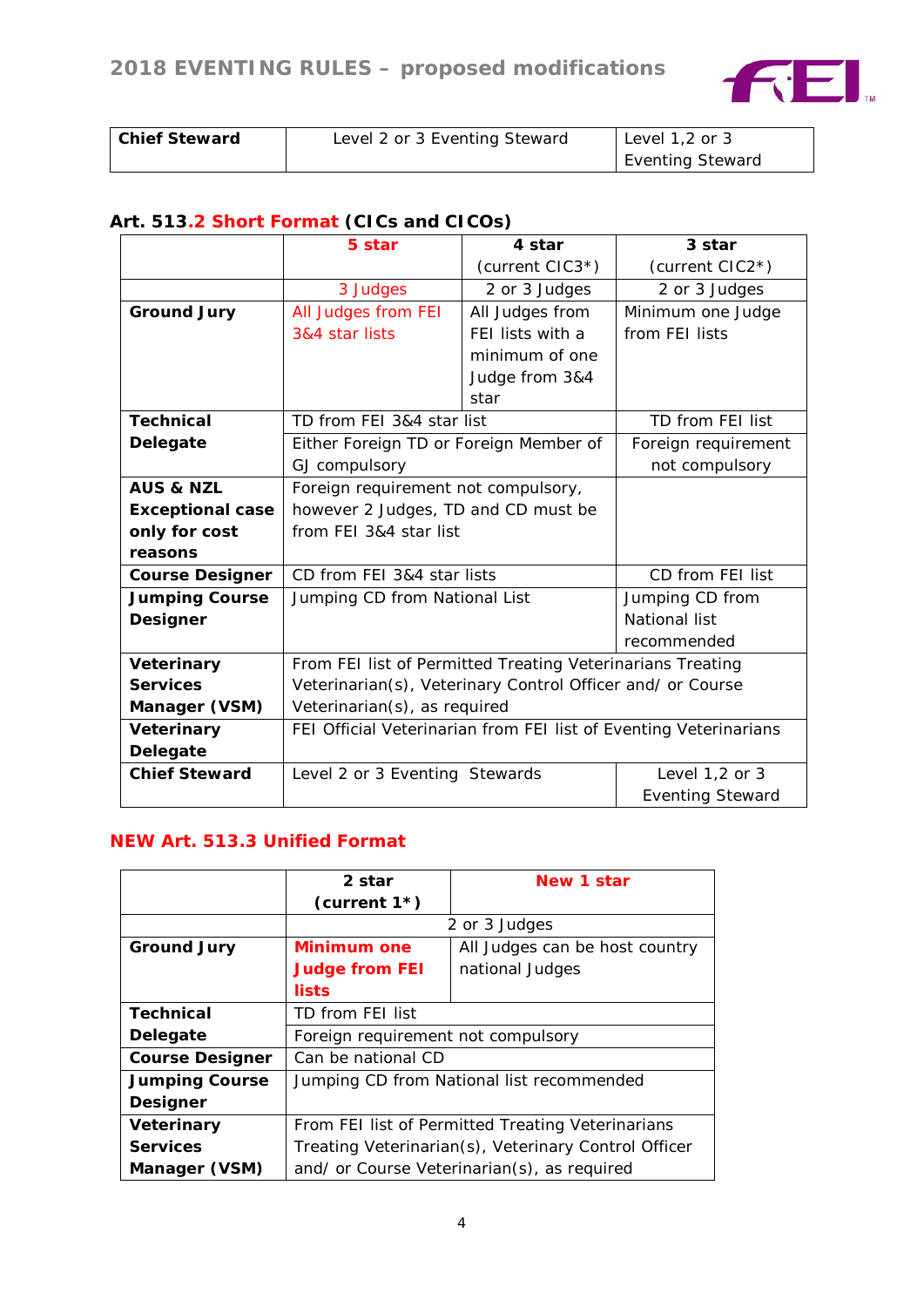| Chief Steward | Level 2 or 3 Eventing Steward | Level 1,2 or 3 Eventing Steward |
|---|---|---|

### Art. 513.2 Short Format (CICs and CICOs)

| | 5 star | 4 star (current CIC3*) | 3 star (current CIC2*) |
|---|---|---|---|
| | 3 Judges | 2 or 3 Judges | 2 or 3 Judges |
| **Ground Jury** | All Judges from FEI 3&4 star lists | All Judges from FEI lists with a minimum of one Judge from 3&4 star | Minimum one Judge from FEI lists |
| **Technical Delegate** | TD from FEI 3&4 star list | | TD from FEI list |
| | Either Foreign TD or Foreign Member of GJ compulsory | | Foreign requirement not compulsory |
| **AUS & NZL Exceptional case only for cost reasons** | Foreign requirement not compulsory, however 2 Judges, TD and CD must be from FEI 3&4 star list | | |
| **Course Designer** | CD from FEI 3&4 star lists | | CD from FEI list |
| **Jumping Course Designer** | Jumping CD from National List | | Jumping CD from National list recommended |
| **Veterinary Services Manager (VSM)** | From FEI list of Permitted Treating Veterinarians Treating Veterinarian(s), Veterinary Control Officer and/ or Course Veterinarian(s), as required | | |
| **Veterinary Delegate** | FEI Official Veterinarian from FEI list of Eventing Veterinarians | | |
| **Chief Steward** | Level 2 or 3 Eventing Stewards | | Level 1,2 or 3 Eventing Steward |

### NEW Art. 513.3 Unified Format

| | 2 star (current 1*) | New 1 star |
|---|---|---|
| | 2 or 3 Judges | |
| **Ground Jury** | **Minimum one Judge from FEI lists** | All Judges can be host country national Judges |
| **Technical Delegate** | TD from FEI list | |
| | Foreign requirement not compulsory | |
| **Course Designer** | Can be national CD | |
| **Jumping Course Designer** | Jumping CD from National list recommended | |
| **Veterinary Services Manager (VSM)** | From FEI list of Permitted Treating Veterinarians Treating Veterinarian(s), Veterinary Control Officer and/ or Course Veterinarian(s), as required | |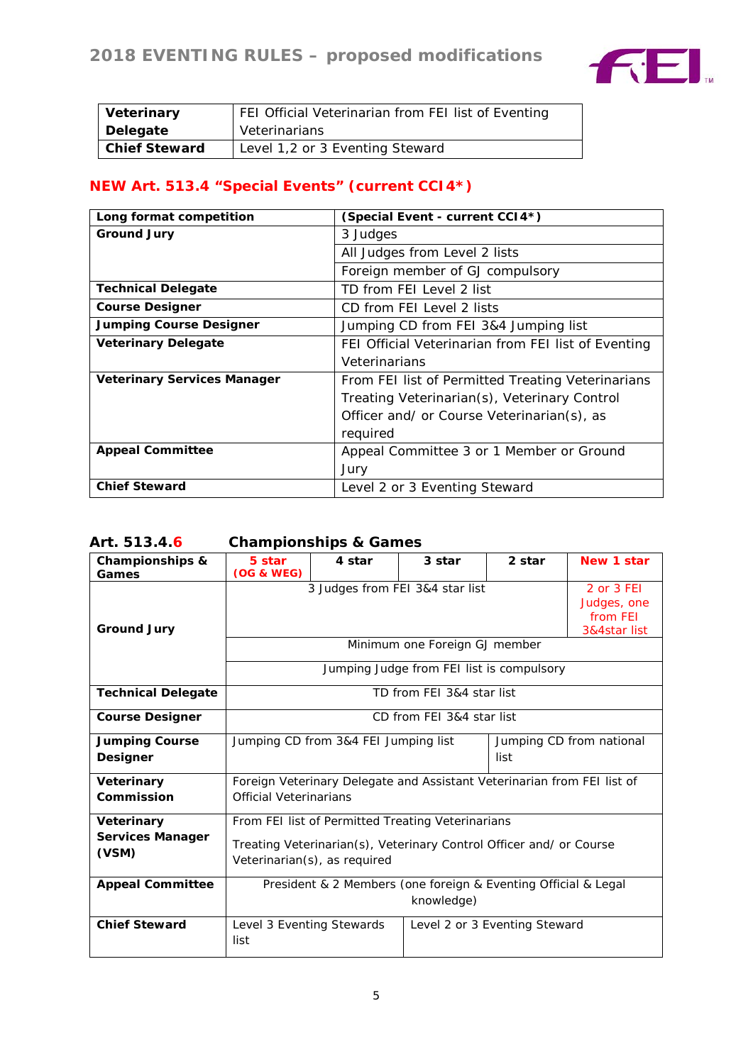| Veterinary Delegate | FEI Official Veterinarian from FEI list of Eventing Veterinarians |
|---|---|
| Chief Steward | Level 1,2 or 3 Eventing Steward |

## NEW Art. 513.4 "Special Events" (current CCI4*)

| Long format competition | (Special Event - current CCI4*) |
|---|---|
| Ground Jury | 3 Judges |
| | All Judges from Level 2 lists |
| | Foreign member of GJ compulsory |
| Technical Delegate | TD from FEI Level 2 list |
| Course Designer | CD from FEI Level 2 lists |
| Jumping Course Designer | Jumping CD from FEI 3&4 Jumping list |
| Veterinary Delegate | FEI Official Veterinarian from FEI list of Eventing Veterinarians |
| Veterinary Services Manager | From FEI list of Permitted Treating Veterinarians Treating Veterinarian(s), Veterinary Control Officer and/ or Course Veterinarian(s), as required |
| Appeal Committee | Appeal Committee 3 or 1 Member or Ground Jury |
| Chief Steward | Level 2 or 3 Eventing Steward |

## Art. 513.4.6 Championships & Games

| Championships & Games | 5 star (OG & WEG) | 4 star | 3 star | 2 star | New 1 star |
|---|---|---|---|---|---|
| Ground Jury | 3 Judges from FEI 3&4 star list | | | | 2 or 3 FEI Judges, one from FEI 3&4star list |
| | Minimum one Foreign GJ member | | | | |
| | Jumping Judge from FEI list is compulsory | | | | |
| Technical Delegate | TD from FEI 3&4 star list | | | | |
| Course Designer | CD from FEI 3&4 star list | | | | |
| Jumping Course Designer | Jumping CD from 3&4 FEI Jumping list | | | Jumping CD from national list | |
| Veterinary Commission | Foreign Veterinary Delegate and Assistant Veterinarian from FEI list of Official Veterinarians | | | | |
| Veterinary Services Manager (VSM) | From FEI list of Permitted Treating Veterinarians<br>Treating Veterinarian(s), Veterinary Control Officer and/ or Course Veterinarian(s), as required | | | | |
| Appeal Committee | President & 2 Members (one foreign & Eventing Official & Legal knowledge) | | | | |
| Chief Steward | Level 3 Eventing Stewards list | | Level 2 or 3 Eventing Steward | | |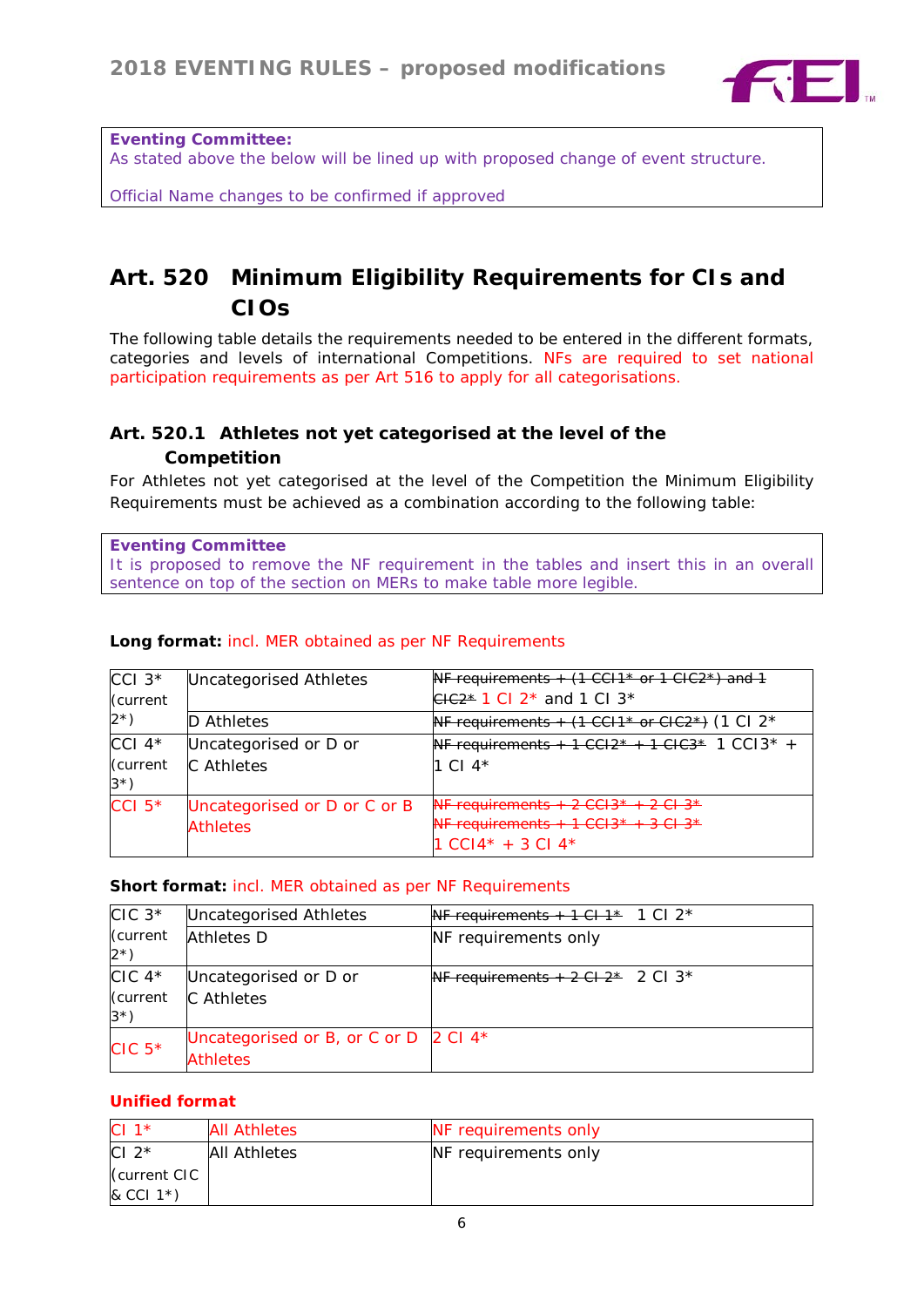**Eventing Committee:**
As stated above the below will be lined up with proposed change of event structure.

Official Name changes to be confirmed if approved

## Art. 520 Minimum Eligibility Requirements for CIs and CIOs

The following table details the requirements needed to be entered in the different formats, categories and levels of international Competitions. NFs are required to set national participation requirements as per Art 516 to apply for all categorisations.

### Art. 520.1 Athletes not yet categorised at the level of the Competition

For Athletes not yet categorised at the level of the Competition the Minimum Eligibility Requirements must be achieved as a combination according to the following table:

**Eventing Committee**
It is proposed to remove the NF requirement in the tables and insert this in an overall sentence on top of the section on MERs to make table more legible.

**Long format:** incl. MER obtained as per NF Requirements

| | | |
|---|---|---|
| CCI 3* (current 2*) | Uncategorised Athletes | ~~NF requirements + (1 CCI1* or 1 CIC2*) and 1 CIC2*~~ 1 CI 2* and 1 CI 3* |
| | D Athletes | ~~NF requirements + (1 CCI1* or CIC2*)~~ (1 CI 2* |
| CCI 4* (current 3*) | Uncategorised or D or C Athletes | ~~NF requirements + 1 CCI2* + 1 CIC3*~~ 1 CCI3* + 1 CI 4* |
| CCI 5* | Uncategorised or D or C or B Athletes | ~~NF requirements + 2 CCI3* + 2 CI 3*~~<br>~~NF requirements + 1 CCI3* + 3 CI 3*~~<br>1 CCI4* + 3 CI 4* |

**Short format:** incl. MER obtained as per NF Requirements

| | | |
|---|---|---|
| CIC 3* (current 2*) | Uncategorised Athletes | ~~NF requirements + 1 CI 1*~~ 1 CI 2* |
| | Athletes D | NF requirements only |
| CIC 4* (current 3*) | Uncategorised or D or C Athletes | ~~NF requirements + 2 CI 2*~~ 2 CI 3* |
| CIC 5* | Uncategorised or B, or C or D Athletes | 2 CI 4* |

**Unified format**

| | | |
|---|---|---|
| CI 1* | All Athletes | NF requirements only |
| CI 2* (current CIC & CCI 1*) | All Athletes | NF requirements only |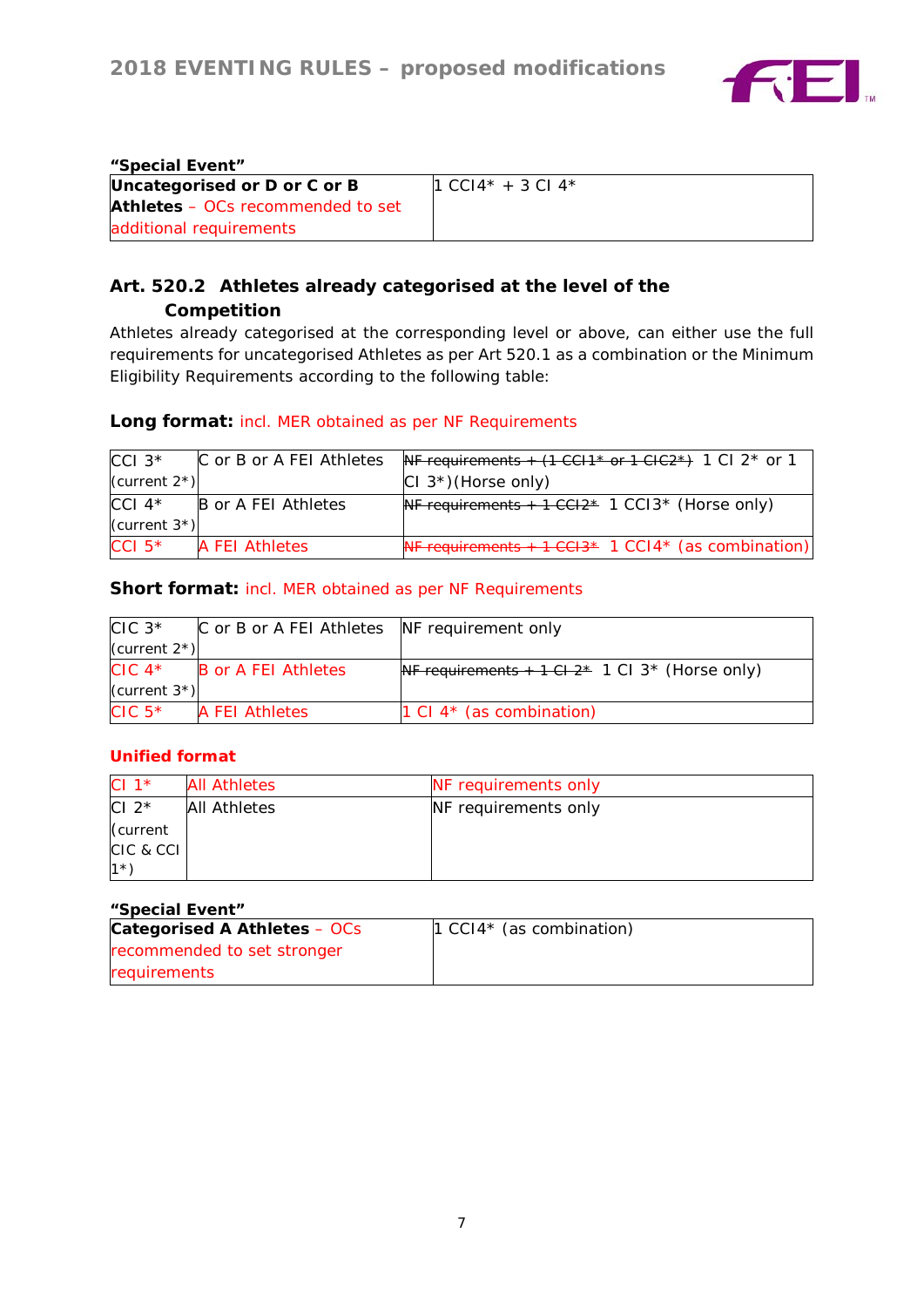**"Special Event"**

| **Uncategorised or D or C or B Athletes** – OCs recommended to set additional requirements | 1 CCI4* + 3 CI 4* |
|---|---|

### Art. 520.2 Athletes already categorised at the level of the Competition

Athletes already categorised at the corresponding level or above, can either use the full requirements for uncategorised Athletes as per Art 520.1 as a combination or the Minimum Eligibility Requirements according to the following table:

**Long format:** incl. MER obtained as per NF Requirements

| | | |
|---|---|---|
| CCI 3* (current 2*) | C or B or A FEI Athletes | ~~NF requirements + (1 CCI1* or 1 CIC2*)~~ 1 CI 2* or 1 CI 3*)(Horse only) |
| CCI 4* (current 3*) | B or A FEI Athletes | ~~NF requirements + 1 CCI2*~~ 1 CCI3* (Horse only) |
| CCI 5* | A FEI Athletes | ~~NF requirements + 1 CCI3*~~ 1 CCI4* (as combination) |

**Short format:** incl. MER obtained as per NF Requirements

| | | |
|---|---|---|
| CIC 3* (current 2*) | C or B or A FEI Athletes | NF requirement only |
| CIC 4* (current 3*) | B or A FEI Athletes | ~~NF requirements + 1 CI 2*~~ 1 CI 3* (Horse only) |
| CIC 5* | A FEI Athletes | 1 CI 4* (as combination) |

**Unified format**

| | | |
|---|---|---|
| CI 1* | All Athletes | NF requirements only |
| CI 2* (current CIC & CCI 1*) | All Athletes | NF requirements only |

**"Special Event"**

| **Categorised A Athletes** – OCs recommended to set stronger requirements | 1 CCI4* (as combination) |
|---|---|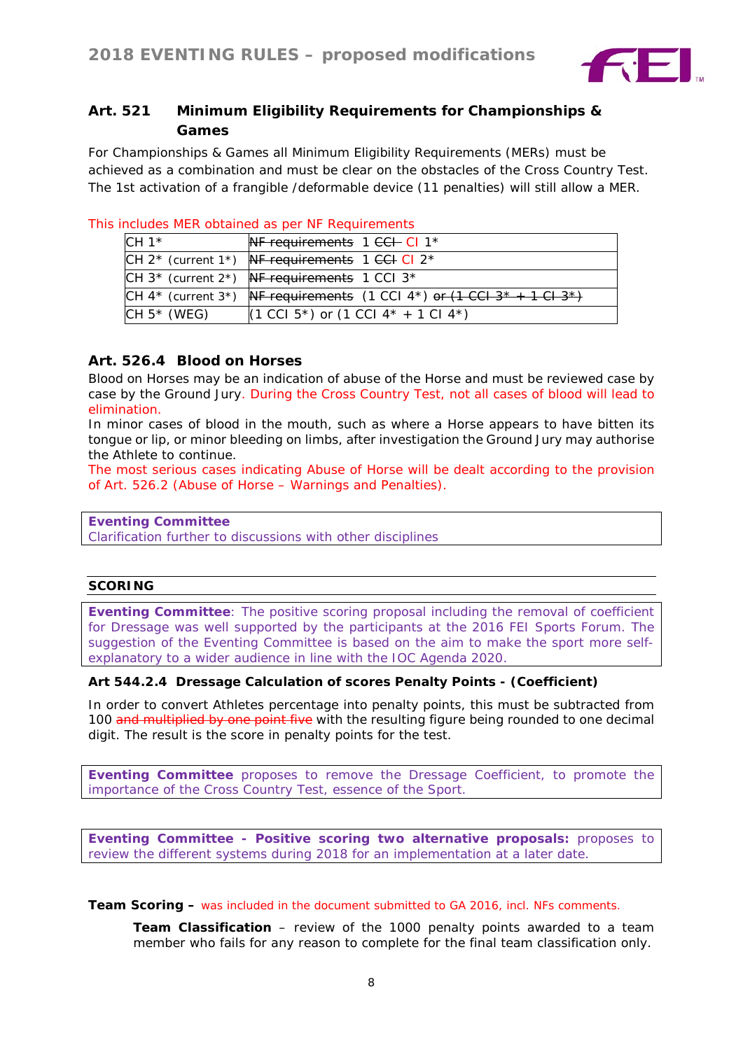### Art. 521 Minimum Eligibility Requirements for Championships & Games

For Championships & Games all Minimum Eligibility Requirements (MERs) must be achieved as a combination and must be clear on the obstacles of the Cross Country Test. The 1st activation of a frangible /deformable device (11 penalties) will still allow a MER.

This includes MER obtained as per NF Requirements

| | |
|---|---|
| CH 1* | ~~NF requirements~~ 1 ~~CCI~~ CI 1* |
| CH 2* (current 1*) | ~~NF requirements~~ 1 ~~CCI~~ CI 2* |
| CH 3* (current 2*) | ~~NF requirements~~ 1 CCI 3* |
| CH 4* (current 3*) | ~~NF requirements~~ (1 CCI 4*) ~~or (1 CCI 3* + 1 CI 3*)~~ |
| CH 5* (WEG) | (1 CCI 5*) or (1 CCI 4* + 1 CI 4*) |

### Art. 526.4 Blood on Horses

Blood on Horses may be an indication of abuse of the Horse and must be reviewed case by case by the Ground Jury. During the Cross Country Test, not all cases of blood will lead to elimination.

In minor cases of blood in the mouth, such as where a Horse appears to have bitten its tongue or lip, or minor bleeding on limbs, after investigation the Ground Jury may authorise the Athlete to continue.

The most serious cases indicating Abuse of Horse will be dealt according to the provision of Art. 526.2 (Abuse of Horse – Warnings and Penalties).

> **Eventing Committee**
> Clarification further to discussions with other disciplines

## SCORING

> **Eventing Committee**: The positive scoring proposal including the removal of coefficient for Dressage was well supported by the participants at the 2016 FEI Sports Forum. The suggestion of the Eventing Committee is based on the aim to make the sport more self-explanatory to a wider audience in line with the IOC Agenda 2020.

**Art 544.2.4 Dressage Calculation of scores Penalty Points - (Coefficient)**

In order to convert Athletes percentage into penalty points, this must be subtracted from 100 ~~and multiplied by one point five~~ with the resulting figure being rounded to one decimal digit. The result is the score in penalty points for the test.

> **Eventing Committee** proposes to remove the Dressage Coefficient, to promote the importance of the Cross Country Test, essence of the Sport.

> **Eventing Committee - Positive scoring two alternative proposals:** proposes to review the different systems during 2018 for an implementation at a later date.

**Team Scoring –** was included in the document submitted to GA 2016, incl. NFs comments.

**Team Classification** – review of the 1000 penalty points awarded to a team member who fails for any reason to complete for the final team classification only.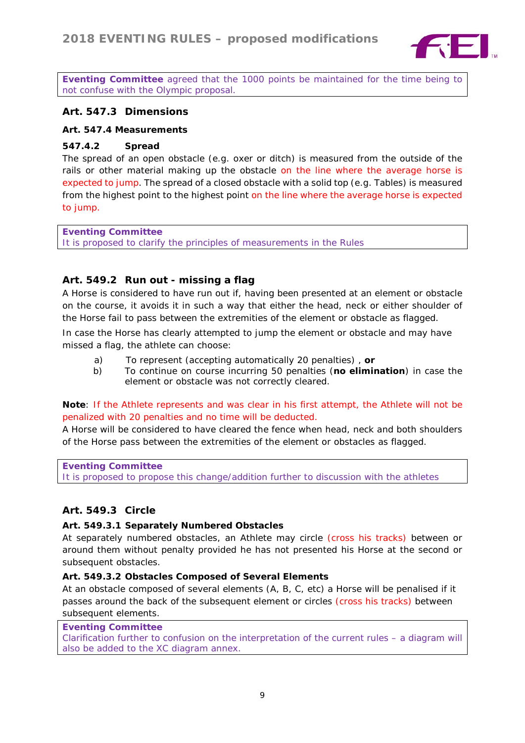**Eventing Committee** agreed that the 1000 points be maintained for the time being to not confuse with the Olympic proposal.

## Art. 547.3 Dimensions

### Art. 547.4 Measurements

#### 547.4.2 Spread

The spread of an open obstacle (e.g. oxer or ditch) is measured from the outside of the rails or other material making up the obstacle on the line where the average horse is expected to jump. The spread of a closed obstacle with a solid top (e.g. Tables) is measured from the highest point to the highest point on the line where the average horse is expected to jump.

**Eventing Committee**
It is proposed to clarify the principles of measurements in the Rules

## Art. 549.2 Run out - missing a flag

A Horse is considered to have run out if, having been presented at an element or obstacle on the course, it avoids it in such a way that either the head, neck or either shoulder of the Horse fail to pass between the extremities of the element or obstacle as flagged.

In case the Horse has clearly attempted to jump the element or obstacle and may have missed a flag, the athlete can choose:

a) To represent (accepting automatically 20 penalties) , **or**
b) To continue on course incurring 50 penalties (**no elimination**) in case the element or obstacle was not correctly cleared.

**Note**: If the Athlete represents and was clear in his first attempt, the Athlete will not be penalized with 20 penalties and no time will be deducted.
A Horse will be considered to have cleared the fence when head, neck and both shoulders of the Horse pass between the extremities of the element or obstacles as flagged.

**Eventing Committee**
It is proposed to propose this change/addition further to discussion with the athletes

## Art. 549.3 Circle

### Art. 549.3.1 Separately Numbered Obstacles

At separately numbered obstacles, an Athlete may circle (cross his tracks) between or around them without penalty provided he has not presented his Horse at the second or subsequent obstacles.

### Art. 549.3.2 Obstacles Composed of Several Elements

At an obstacle composed of several elements (A, B, C, etc) a Horse will be penalised if it passes around the back of the subsequent element or circles (cross his tracks) between subsequent elements.

**Eventing Committee**
Clarification further to confusion on the interpretation of the current rules – a diagram will also be added to the XC diagram annex.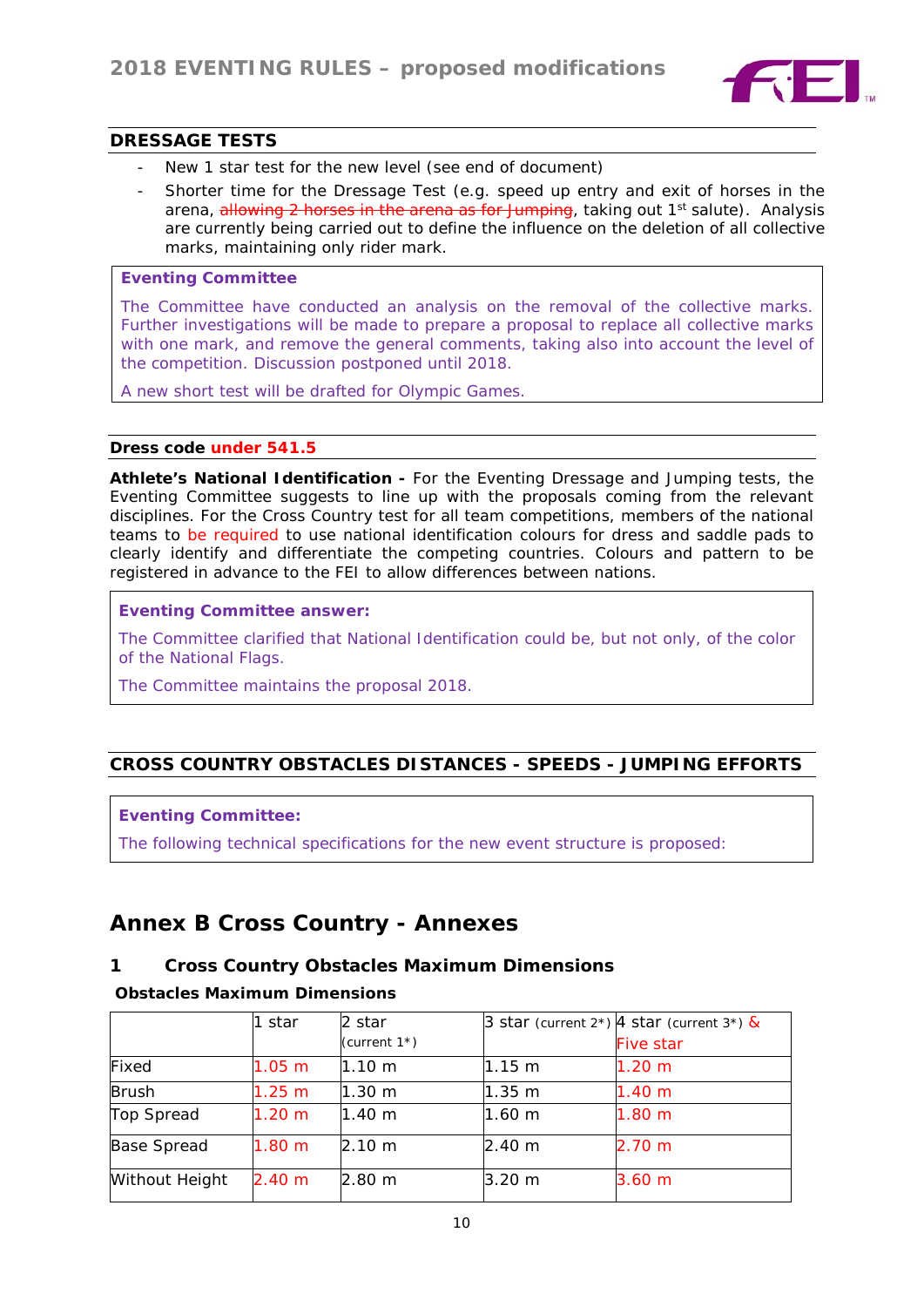## DRESSAGE TESTS

- New 1 star test for the new level (see end of document)
- Shorter time for the Dressage Test (e.g. speed up entry and exit of horses in the arena, ~~allowing 2 horses in the arena as for Jumping~~, taking out 1st salute). Analysis are currently being carried out to define the influence on the deletion of all collective marks, maintaining only rider mark.

> **Eventing Committee**
>
> The Committee have conducted an analysis on the removal of the collective marks. Further investigations will be made to prepare a proposal to replace all collective marks with one mark, and remove the general comments, taking also into account the level of the competition. Discussion postponed until 2018.
>
> A new short test will be drafted for Olympic Games.

#### Dress code under 541.5

**Athlete's National Identification -** For the Eventing Dressage and Jumping tests, the Eventing Committee suggests to line up with the proposals coming from the relevant disciplines. For the Cross Country test for all team competitions, members of the national teams to be required to use national identification colours for dress and saddle pads to clearly identify and differentiate the competing countries. Colours and pattern to be registered in advance to the FEI to allow differences between nations.

> **Eventing Committee answer:**
>
> The Committee clarified that National Identification could be, but not only, of the color of the National Flags.
>
> The Committee maintains the proposal 2018.

## CROSS COUNTRY OBSTACLES DISTANCES - SPEEDS - JUMPING EFFORTS

> **Eventing Committee:**
>
> The following technical specifications for the new event structure is proposed:

# Annex B Cross Country - Annexes

### 1 Cross Country Obstacles Maximum Dimensions

**Obstacles Maximum Dimensions**

| | 1 star | 2 star (current 1*) | 3 star (current 2*) | 4 star (current 3*) & Five star |
|---|---|---|---|---|
| Fixed | 1.05 m | 1.10 m | 1.15 m | 1.20 m |
| Brush | 1.25 m | 1.30 m | 1.35 m | 1.40 m |
| Top Spread | 1.20 m | 1.40 m | 1.60 m | 1.80 m |
| Base Spread | 1.80 m | 2.10 m | 2.40 m | 2.70 m |
| Without Height | 2.40 m | 2.80 m | 3.20 m | 3.60 m |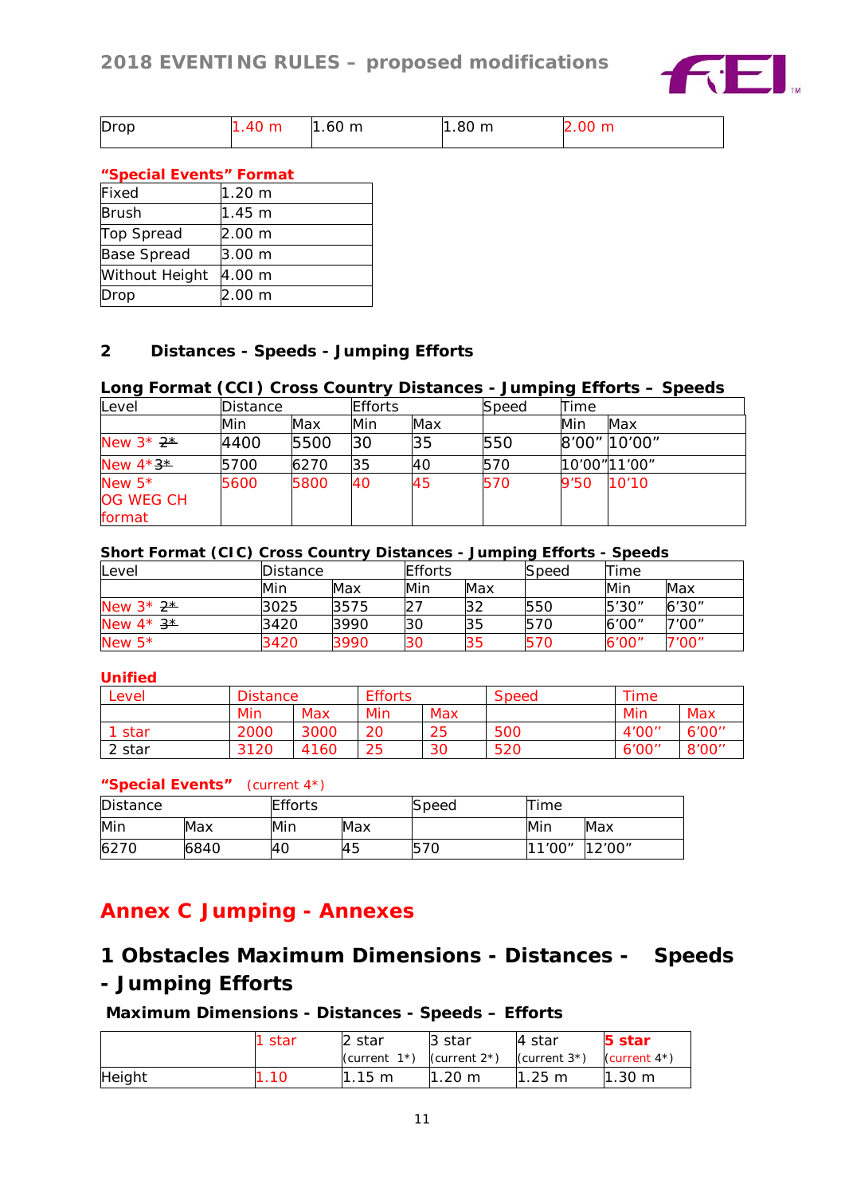| Drop | 1.40 m | 1.60 m | 1.80 m | 2.00 m |
|---|---|---|---|---|

**"Special Events" Format**

| Fixed | 1.20 m |
|---|---|
| Brush | 1.45 m |
| Top Spread | 2.00 m |
| Base Spread | 3.00 m |
| Without Height | 4.00 m |
| Drop | 2.00 m |

## 2 Distances - Speeds - Jumping Efforts

**Long Format (CCI) Cross Country Distances - Jumping Efforts – Speeds**

| Level | Distance | | Efforts | | Speed | Time | |
|---|---|---|---|---|---|---|---|
| | Min | Max | Min | Max | | Min | Max |
| New 3* ~~2*~~ | 4400 | 5500 | 30 | 35 | 550 | 8'00" | 10'00" |
| New 4* ~~3*~~ | 5700 | 6270 | 35 | 40 | 570 | 10'00" | 11'00" |
| New 5* OG WEG CH format | 5600 | 5800 | 40 | 45 | 570 | 9'50 | 10'10 |

**Short Format (CIC) Cross Country Distances - Jumping Efforts - Speeds**

| Level | Distance | | Efforts | | Speed | Time | |
|---|---|---|---|---|---|---|---|
| | Min | Max | Min | Max | | Min | Max |
| New 3* ~~2*~~ | 3025 | 3575 | 27 | 32 | 550 | 5'30" | 6'30" |
| New 4* ~~3*~~ | 3420 | 3990 | 30 | 35 | 570 | 6'00" | 7'00" |
| New 5* | 3420 | 3990 | 30 | 35 | 570 | 6'00" | 7'00" |

**Unified**

| Level | Distance | | Efforts | | Speed | Time | |
|---|---|---|---|---|---|---|---|
| | Min | Max | Min | Max | | Min | Max |
| 1 star | 2000 | 3000 | 20 | 25 | 500 | 4'00" | 6'00" |
| 2 star | 3120 | 4160 | 25 | 30 | 520 | 6'00" | 8'00" |

**"Special Events"** (current 4*)

| Distance | | Efforts | | Speed | Time | |
|---|---|---|---|---|---|---|
| Min | Max | Min | Max | | Min | Max |
| 6270 | 6840 | 40 | 45 | 570 | 11'00" | 12'00" |

# Annex C Jumping - Annexes

## 1 Obstacles Maximum Dimensions - Distances - Speeds - Jumping Efforts

**Maximum Dimensions - Distances - Speeds – Efforts**

| | 1 star | 2 star (current 1*) | 3 star (current 2*) | 4 star (current 3*) | **5 star** (current 4*) |
|---|---|---|---|---|---|
| Height | 1.10 | 1.15 m | 1.20 m | 1.25 m | 1.30 m |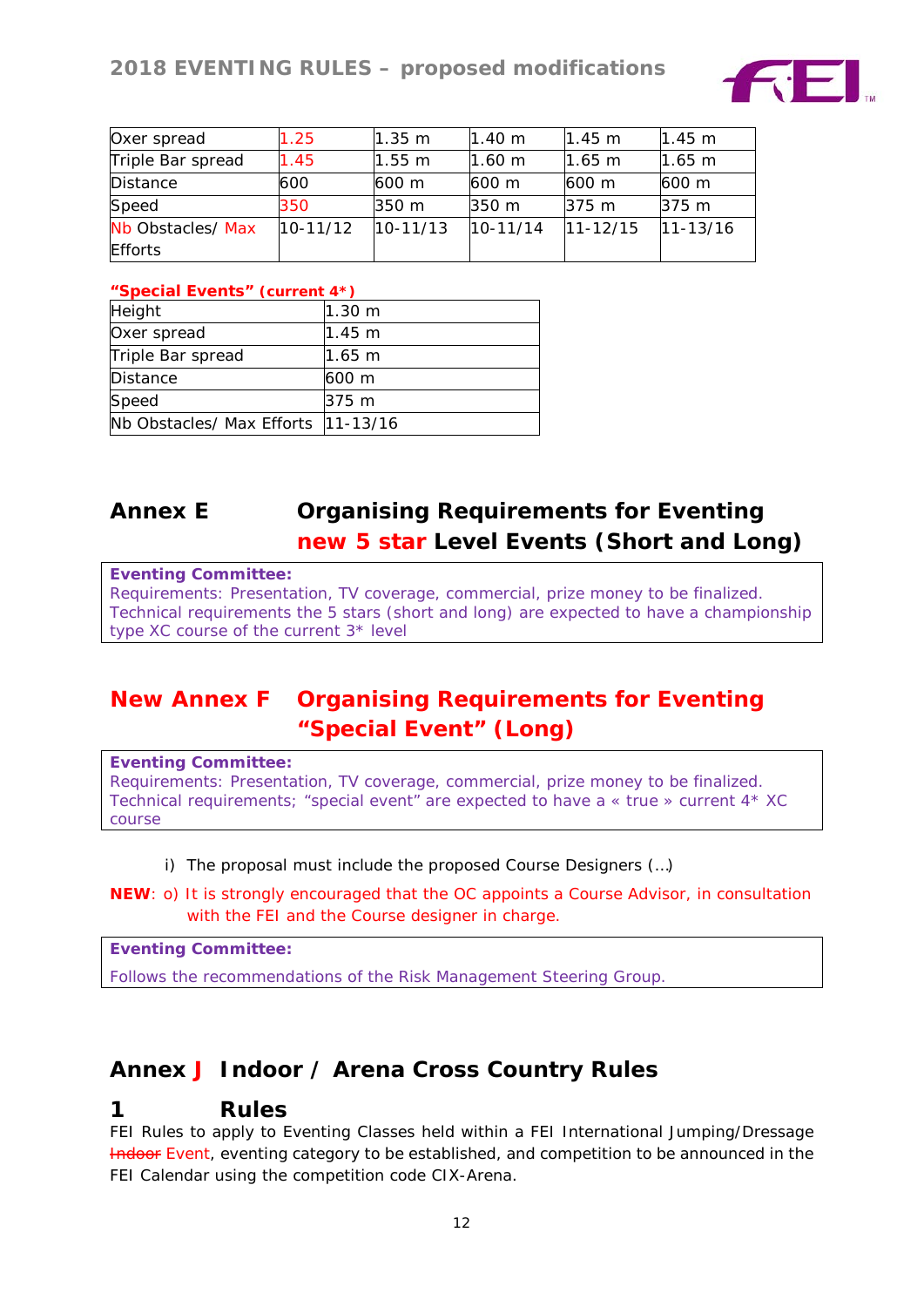| Oxer spread | 1.25 | 1.35 m | 1.40 m | 1.45 m | 1.45 m |
|---|---|---|---|---|---|
| Triple Bar spread | 1.45 | 1.55 m | 1.60 m | 1.65 m | 1.65 m |
| Distance | 600 | 600 m | 600 m | 600 m | 600 m |
| Speed | 350 | 350 m | 350 m | 375 m | 375 m |
| Nb Obstacles/ Max Efforts | 10-11/12 | 10-11/13 | 10-11/14 | 11-12/15 | 11-13/16 |

**"Special Events" (current 4*)**

| Height | 1.30 m |
|---|---|
| Oxer spread | 1.45 m |
| Triple Bar spread | 1.65 m |
| Distance | 600 m |
| Speed | 375 m |
| Nb Obstacles/ Max Efforts | 11-13/16 |

## Annex E Organising Requirements for Eventing new 5 star Level Events (Short and Long)

**Eventing Committee:**
Requirements: Presentation, TV coverage, commercial, prize money to be finalized.
Technical requirements the 5 stars (short and long) are expected to have a championship type XC course of the current 3* level

## New Annex F Organising Requirements for Eventing "Special Event" (Long)

**Eventing Committee:**
Requirements: Presentation, TV coverage, commercial, prize money to be finalized.
Technical requirements; "special event" are expected to have a « true » current 4* XC course

i) The proposal must include the proposed Course Designers (…)

**NEW**: o) It is strongly encouraged that the OC appoints a Course Advisor, in consultation with the FEI and the Course designer in charge.

**Eventing Committee:**

Follows the recommendations of the Risk Management Steering Group.

## Annex J Indoor / Arena Cross Country Rules

### 1 Rules

FEI Rules to apply to Eventing Classes held within a FEI International Jumping/Dressage ~~Indoor~~ Event, eventing category to be established, and competition to be announced in the FEI Calendar using the competition code CIX-Arena.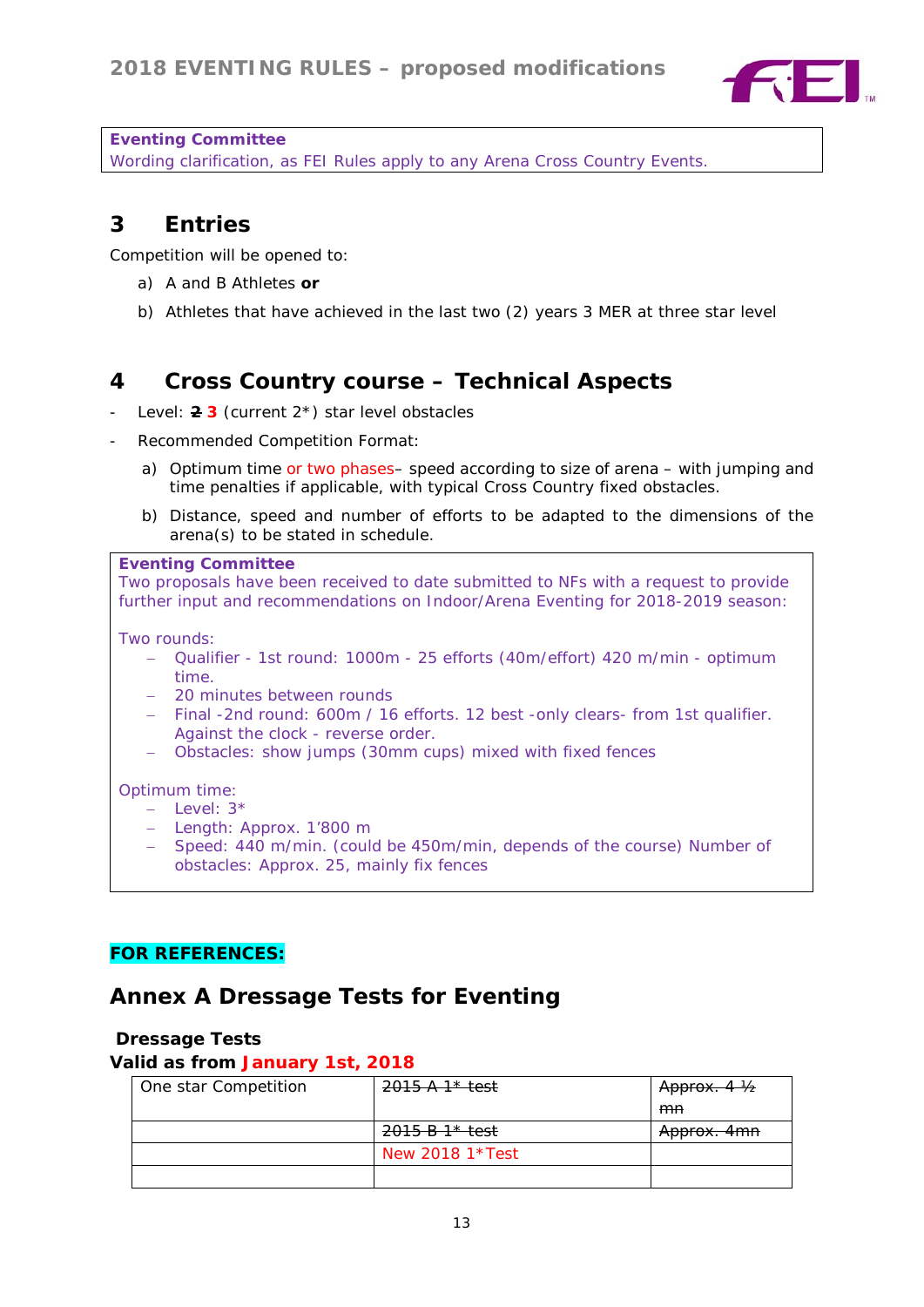**Eventing Committee**
Wording clarification, as FEI Rules apply to any Arena Cross Country Events.

## 3 Entries

Competition will be opened to:

a) A and B Athletes **or**

b) Athletes that have achieved in the last two (2) years 3 MER at three star level

## 4 Cross Country course – Technical Aspects

- Level: ~~2~~ **3** (current 2*) star level obstacles
- Recommended Competition Format:

  a) Optimum time or two phases– speed according to size of arena – with jumping and time penalties if applicable, with typical Cross Country fixed obstacles.

  b) Distance, speed and number of efforts to be adapted to the dimensions of the arena(s) to be stated in schedule.

**Eventing Committee**
Two proposals have been received to date submitted to NFs with a request to provide further input and recommendations on Indoor/Arena Eventing for 2018-2019 season:

Two rounds:

- Qualifier - 1st round: 1000m - 25 efforts (40m/effort) 420 m/min - optimum time.
- 20 minutes between rounds
- Final -2nd round: 600m / 16 efforts. 12 best -only clears- from 1st qualifier. Against the clock - reverse order.
- Obstacles: show jumps (30mm cups) mixed with fixed fences

Optimum time:

- Level: 3*
- Length: Approx. 1'800 m
- Speed: 440 m/min. (could be 450m/min, depends of the course) Number of obstacles: Approx. 25, mainly fix fences

**FOR REFERENCES:**

## Annex A Dressage Tests for Eventing

**Dressage Tests**
**Valid as from January 1st, 2018**

| One star Competition | ~~2015 A 1* test~~ | ~~Approx. 4 ½ mn~~ |
|---|---|---|
| | ~~2015 B 1* test~~ | ~~Approx. 4mn~~ |
| | New 2018 1*Test | |
| | | |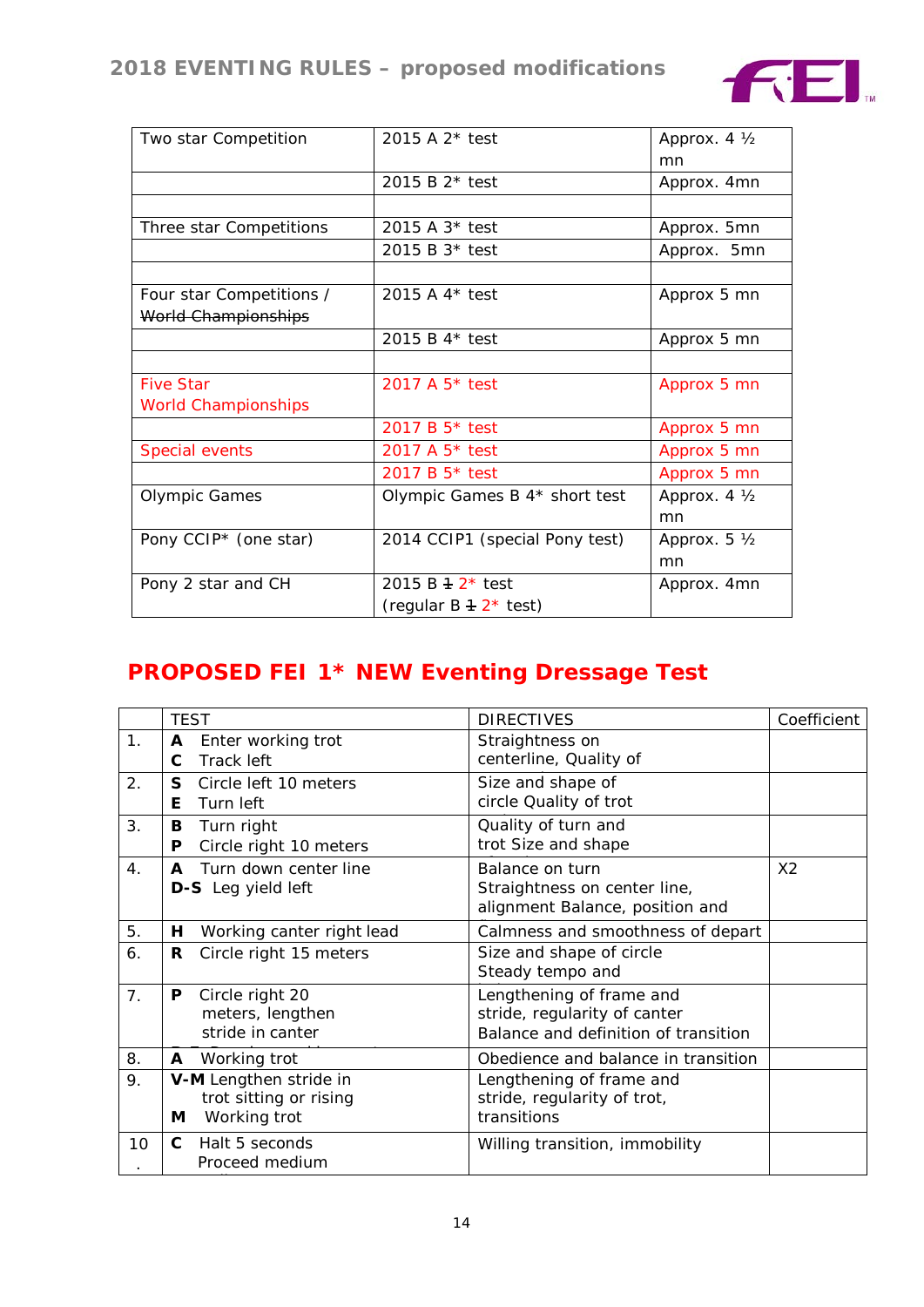| Two star Competition | 2015 A 2* test | Approx. 4 ½ mn |
|---|---|---|
| | 2015 B 2* test | Approx. 4mn |
| | | |
| Three star Competitions | 2015 A 3* test | Approx. 5mn |
| | 2015 B 3* test | Approx. 5mn |
| | | |
| Four star Competitions / ~~World Championships~~ | 2015 A 4* test | Approx 5 mn |
| | 2015 B 4* test | Approx 5 mn |
| | | |
| Five Star World Championships | 2017 A 5* test | Approx 5 mn |
| | 2017 B 5* test | Approx 5 mn |
| Special events | 2017 A 5* test | Approx 5 mn |
| | 2017 B 5* test | Approx 5 mn |
| Olympic Games | Olympic Games B 4* short test | Approx. 4 ½ mn |
| Pony CCIP* (one star) | 2014 CCIP1 (special Pony test) | Approx. 5 ½ mn |
| Pony 2 star and CH | 2015 B ~~1~~ 2* test (regular B ~~1~~ 2* test) | Approx. 4mn |

## PROPOSED FEI 1* NEW Eventing Dressage Test

| | TEST | DIRECTIVES | Coefficient |
|---|---|---|---|
| 1. | **A** Enter working trot<br>**C** Track left | Straightness on centerline, Quality of | |
| 2. | **S** Circle left 10 meters<br>**E** Turn left | Size and shape of circle Quality of trot | |
| 3. | **B** Turn right<br>**P** Circle right 10 meters | Quality of turn and trot Size and shape | |
| 4. | **A** Turn down center line<br>**D-S** Leg yield left | Balance on turn Straightness on center line, alignment Balance, position and | X2 |
| 5. | **H** Working canter right lead | Calmness and smoothness of depart | |
| 6. | **R** Circle right 15 meters | Size and shape of circle Steady tempo and | |
| 7. | **P** Circle right 20 meters, lengthen stride in canter | Lengthening of frame and stride, regularity of canter Balance and definition of transition | |
| 8. | **A** Working trot | Obedience and balance in transition | |
| 9. | **V-M** Lengthen stride in trot sitting or rising<br>**M** Working trot | Lengthening of frame and stride, regularity of trot, transitions | |
| 10. | **C** Halt 5 seconds<br>Proceed medium | Willing transition, immobility | |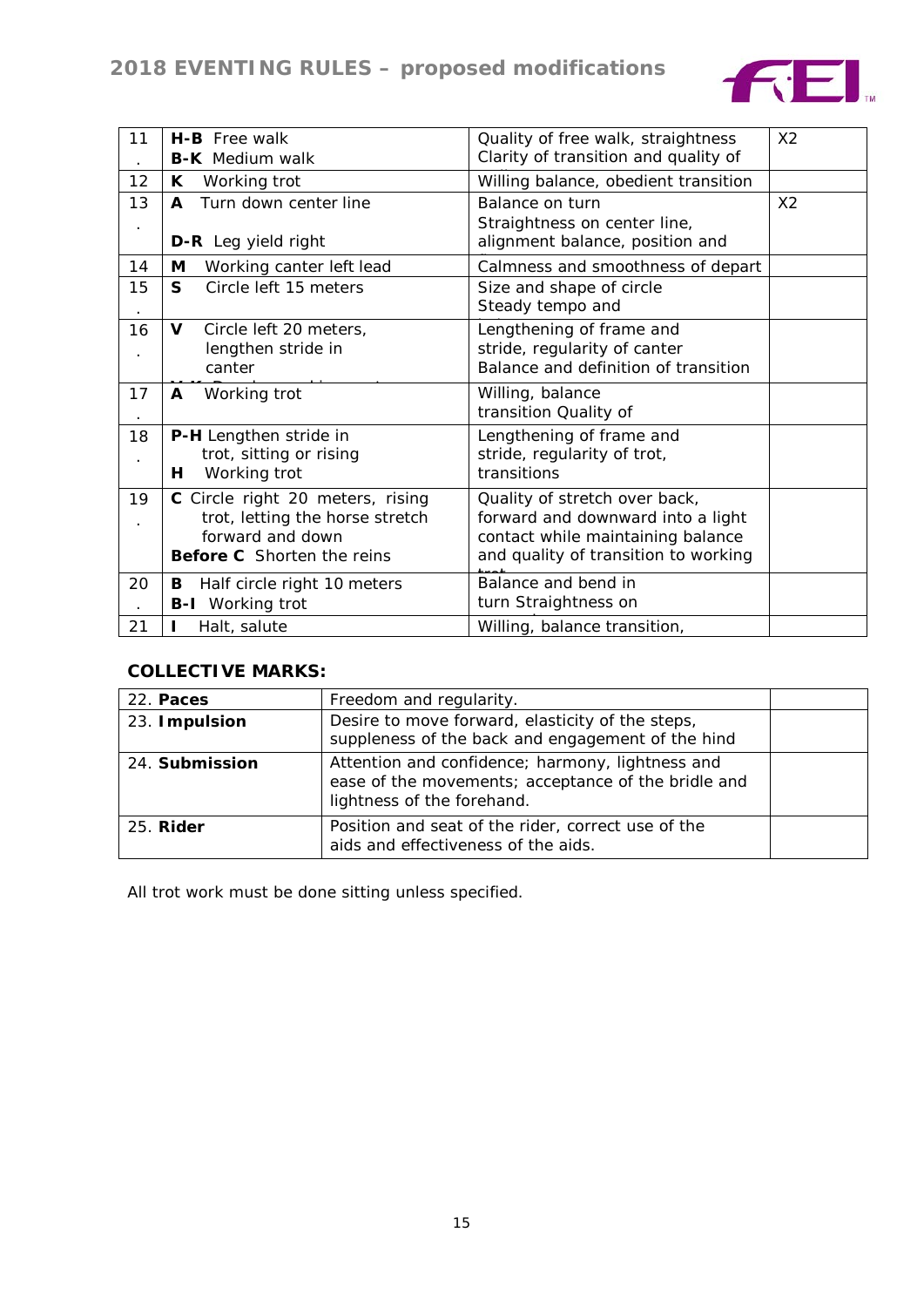| | | | |
|---|---|---|---|
| 11. | **H-B** Free walk<br>**B-K** Medium walk | Quality of free walk, straightness<br>Clarity of transition and quality of | X2 |
| 12 | **K** Working trot | Willing balance, obedient transition | |
| 13. | **A** Turn down center line<br><br>**D-R** Leg yield right | Balance on turn<br>Straightness on center line,<br>alignment balance, position and | X2 |
| 14 | **M** Working canter left lead | Calmness and smoothness of depart | |
| 15. | **S** Circle left 15 meters | Size and shape of circle<br>Steady tempo and | |
| 16. | **V** Circle left 20 meters, lengthen stride in canter | Lengthening of frame and stride, regularity of canter<br>Balance and definition of transition | |
| 17. | **A** Working trot | Willing, balance<br>transition Quality of | |
| 18. | **P-H** Lengthen stride in trot, sitting or rising<br>**H** Working trot | Lengthening of frame and stride, regularity of trot, transitions | |
| 19. | **C** Circle right 20 meters, rising trot, letting the horse stretch forward and down<br>**Before C** Shorten the reins | Quality of stretch over back, forward and downward into a light contact while maintaining balance and quality of transition to working trot | |
| 20. | **B** Half circle right 10 meters<br>**B-I** Working trot | Balance and bend in<br>turn Straightness on | |
| 21 | **I** Halt, salute | Willing, balance transition, | |

**COLLECTIVE MARKS:**

| | | |
|---|---|---|
| 22. **Paces** | Freedom and regularity. | |
| 23. **Impulsion** | Desire to move forward, elasticity of the steps, suppleness of the back and engagement of the hind | |
| 24. **Submission** | Attention and confidence; harmony, lightness and ease of the movements; acceptance of the bridle and lightness of the forehand. | |
| 25. **Rider** | Position and seat of the rider, correct use of the aids and effectiveness of the aids. | |

All trot work must be done sitting unless specified.